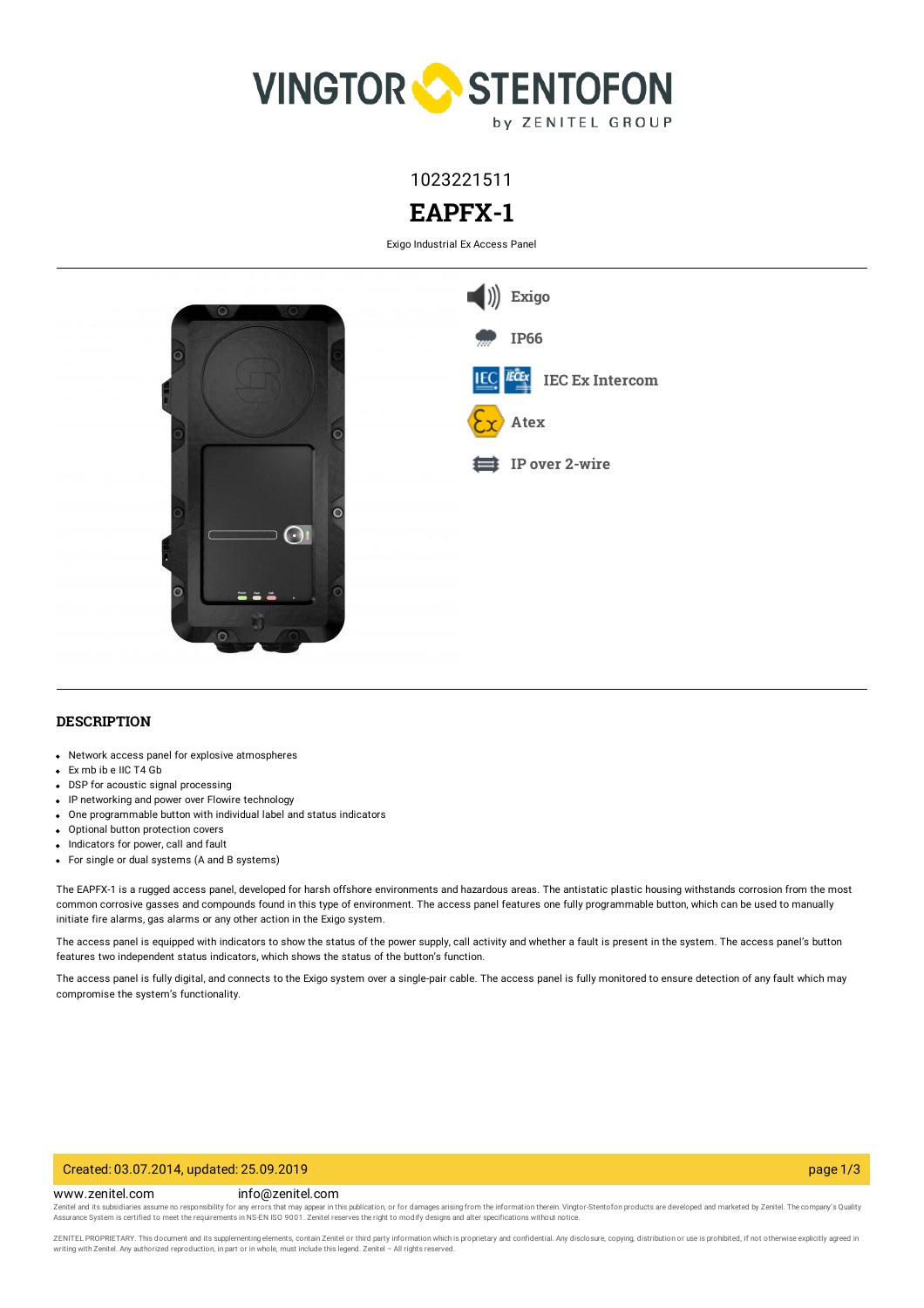1023221511

# EAPFX-1

Exigo Industrial Ex Access Panel

Exigo

IP66

IEC Ex Intercom

Atex

IP over 2-wire

## DESCRIPTION

- Network access panel for explosive atmospheres
- Ex mb ib e IIC T4 Gb
- DSP for acoustic signal processing
- IP networking and power over Flowire technology
- One programmable button with individual label and status indicators
- Optional button protection covers
- Indicators for power, call and fault
- For single or dual systems (A and B systems)

The EAPFX-1 is a rugged access panel, developed for harsh offshore environments and hazardous areas. The antistatic plastic housing withstands corrosion from the most common corrosive gasses and compounds found in this type of environment. The access panel features one fully programmable button, which can be used to manually initiate fire alarms, gas alarms or any other action in the Exigo system.

The access panel is equipped with indicators to show the status of the power supply, call activity and whether a fault is present in the system. The access panel's button features two independent status indicators, which shows the status of the button's function.

The access panel is fully digital, and connects to the Exigo system over a single-pair cable. The access panel is fully monitored to ensure detection of any fault which may compromise the system's functionality.

Created: 03.07.2014, updated: 25.09.2019

www.zenitel.com info@zenitel.com

Zenitel and its subsidiaries assume no responsibility for any errors that may appear in this publication, or for damages arising from the information therein. Vingtor-Stentofon products are developed and marketed by Zenitel. The company's Quality Assurance System is certified to meet the requirements in NS-EN ISO 9001. Zenitel reserves the right to modify designs and alter specifications without notice.

ZENITEL PROPRIETARY. This document and its supplementing elements, contain Zenitel or third party information which is proprietary and confidential. Any disclosure, copying, distribution or use is prohibited, if not otherwise explicitly agreed in writing with Zenitel. Any authorized reproduction, in part or in whole, must include this legend. Zenitel – All rights reserved.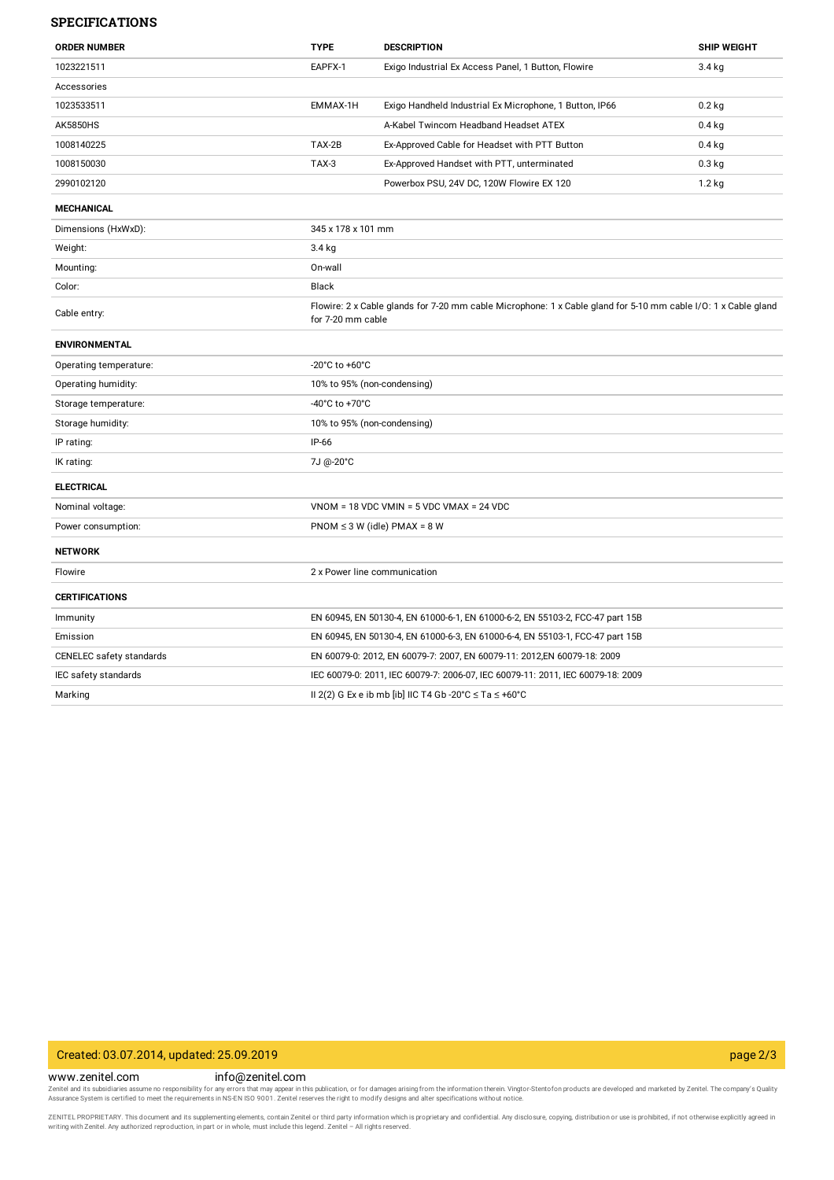## SPECIFICATIONS

| ORDER NUMBER | TYPE | DESCRIPTION | SHIP WEIGHT |
|---|---|---|---|
| 1023221511 | EAPFX-1 | Exigo Industrial Ex Access Panel, 1 Button, Flowire | 3.4 kg |
| Accessories | | | |
| 1023533511 | EMMAX-1H | Exigo Handheld Industrial Ex Microphone, 1 Button, IP66 | 0.2 kg |
| AK5850HS | | A-Kabel Twincom Headband Headset ATEX | 0.4 kg |
| 1008140225 | TAX-2B | Ex-Approved Cable for Headset with PTT Button | 0.4 kg |
| 1008150030 | TAX-3 | Ex-Approved Handset with PTT, unterminated | 0.3 kg |
| 2990102120 | | Powerbox PSU, 24V DC, 120W Flowire EX 120 | 1.2 kg |

| MECHANICAL | |
|---|---|
| Dimensions (HxWxD): | 345 x 178 x 101 mm |
| Weight: | 3.4 kg |
| Mounting: | On-wall |
| Color: | Black |
| Cable entry: | Flowire: 2 x Cable glands for 7-20 mm cable Microphone: 1 x Cable gland for 5-10 mm cable I/O: 1 x Cable gland for 7-20 mm cable |

| ENVIRONMENTAL | |
|---|---|
| Operating temperature: | -20°C to +60°C |
| Operating humidity: | 10% to 95% (non-condensing) |
| Storage temperature: | -40°C to +70°C |
| Storage humidity: | 10% to 95% (non-condensing) |
| IP rating: | IP-66 |
| IK rating: | 7J @-20°C |

| ELECTRICAL | |
|---|---|
| Nominal voltage: | VNOM = 18 VDC VMIN = 5 VDC VMAX = 24 VDC |
| Power consumption: | PNOM ≤ 3 W (idle) PMAX = 8 W |

| NETWORK | |
|---|---|
| Flowire | 2 x Power line communication |

| CERTIFICATIONS | |
|---|---|
| Immunity | EN 60945, EN 50130-4, EN 61000-6-1, EN 61000-6-2, EN 55103-2, FCC-47 part 15B |
| Emission | EN 60945, EN 50130-4, EN 61000-6-3, EN 61000-6-4, EN 55103-1, FCC-47 part 15B |
| CENELEC safety standards | EN 60079-0: 2012, EN 60079-7: 2007, EN 60079-11: 2012,EN 60079-18: 2009 |
| IEC safety standards | IEC 60079-0: 2011, IEC 60079-7: 2006-07, IEC 60079-11: 2011, IEC 60079-18: 2009 |
| Marking | II 2(2) G Ex e ib mb [ib] IIC T4 Gb -20°C ≤ Ta ≤ +60°C |

Created: 03.07.2014, updated: 25.09.2019

www.zenitel.com info@zenitel.com

Zenitel and its subsidiaries assume no responsibility for any errors that may appear in this publication, or for damages arising from the information therein. Vingtor-Stentofon products are developed and marketed by Zenitel. The company's Quality Assurance System is certified to meet the requirements in NS-EN ISO 9001. Zenitel reserves the right to modify designs and alter specifications without notice.

ZENITEL PROPRIETARY. This document and its supplementing elements, contain Zenitel or third party information which is proprietary and confidential. Any disclosure, copying, distribution or use is prohibited, if not otherwise explicitly agreed in writing with Zenitel. Any authorized reproduction, in part or in whole, must include this legend. Zenitel – All rights reserved.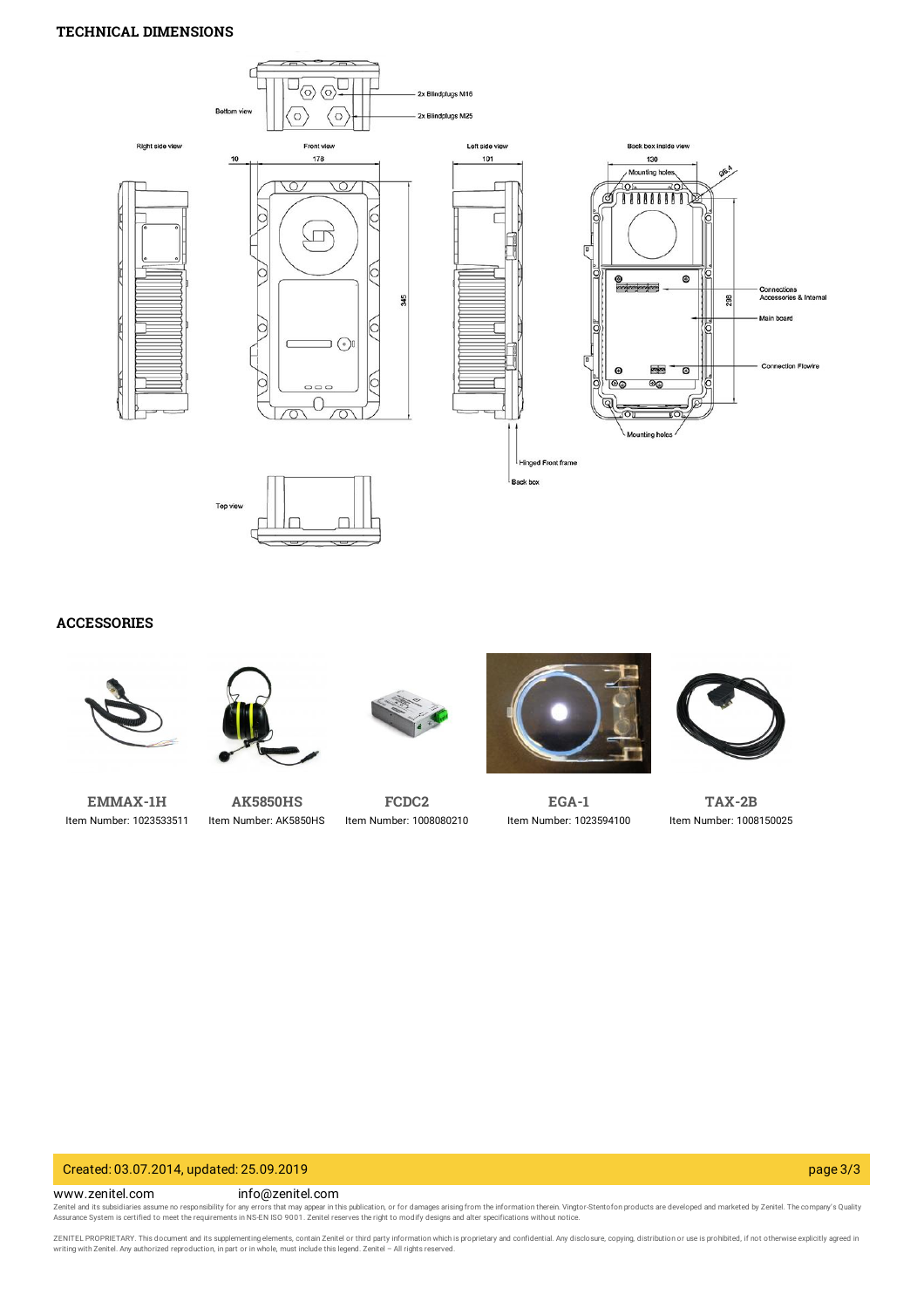## TECHNICAL DIMENSIONS

Bottom view

2x Blindplugs M16

2x Blindplugs M25

Right side view

Front view

10

178

345

Left side view

101

Back box inside view

130

Mounting holes

Ø6.4

298

Connections Accessories & Internal

Main board

Connection Flowire

Mounting holes

Hinged Front frame

Back box

Top view

## ACCESSORIES

**EMMAX-1H**
Item Number: 1023533511

**AK5850HS**
Item Number: AK5850HS

**FCDC2**
Item Number: 1008080210

**EGA-1**
Item Number: 1023594100

**TAX-2B**
Item Number: 1008150025

Created: 03.07.2014, updated: 25.09.2019

www.zenitel.com info@zenitel.com

Zenitel and its subsidiaries assume no responsibility for any errors that may appear in this publication, or for damages arising from the information therein. Vingtor-Stentofon products are developed and marketed by Zenitel. The company's Quality Assurance System is certified to meet the requirements in NS-EN ISO 9001. Zenitel reserves the right to modify designs and alter specifications without notice.

ZENITEL PROPRIETARY. This document and its supplementing elements, contain Zenitel or third party information which is proprietary and confidential. Any disclosure, copying, distribution or use is prohibited, if not otherwise explicitly agreed in writing with Zenitel. Any authorized reproduction, in part or in whole, must include this legend. Zenitel – All rights reserved.